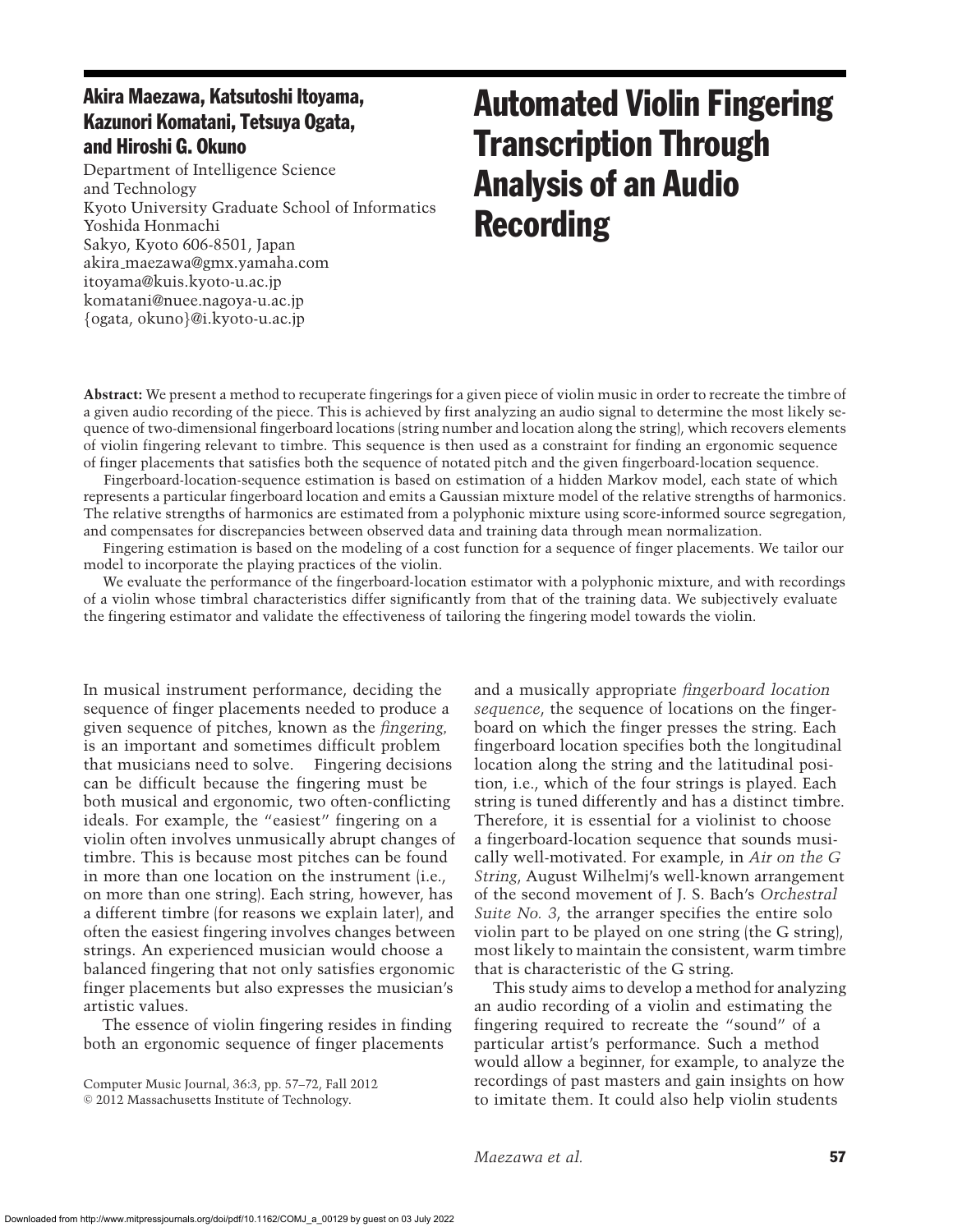# Automated Violin Fingering Transcription Through Analysis of an Audio Recording

**Akira Maezawa, Katsutoshi Itoyama, Kazunori Komatani, Tetsuya Ogata, and Hiroshi G. Okuno**

Department of Intelligence Science and Technology
Kyoto University Graduate School of Informatics
Yoshida Honmachi
Sakyo, Kyoto 606-8501, Japan
akira_maezawa@gmx.yamaha.com
itoyama@kuis.kyoto-u.ac.jp
komatani@nuee.nagoya-u.ac.jp
{ogata, okuno}@i.kyoto-u.ac.jp

**Abstract:** We present a method to recuperate fingerings for a given piece of violin music in order to recreate the timbre of a given audio recording of the piece. This is achieved by first analyzing an audio signal to determine the most likely sequence of two-dimensional fingerboard locations (string number and location along the string), which recovers elements of violin fingering relevant to timbre. This sequence is then used as a constraint for finding an ergonomic sequence of finger placements that satisfies both the sequence of notated pitch and the given fingerboard-location sequence.

Fingerboard-location-sequence estimation is based on estimation of a hidden Markov model, each state of which represents a particular fingerboard location and emits a Gaussian mixture model of the relative strengths of harmonics. The relative strengths of harmonics are estimated from a polyphonic mixture using score-informed source segregation, and compensates for discrepancies between observed data and training data through mean normalization.

Fingering estimation is based on the modeling of a cost function for a sequence of finger placements. We tailor our model to incorporate the playing practices of the violin.

We evaluate the performance of the fingerboard-location estimator with a polyphonic mixture, and with recordings of a violin whose timbral characteristics differ significantly from that of the training data. We subjectively evaluate the fingering estimator and validate the effectiveness of tailoring the fingering model towards the violin.

In musical instrument performance, deciding the sequence of finger placements needed to produce a given sequence of pitches, known as the *fingering,* is an important and sometimes difficult problem that musicians need to solve. Fingering decisions can be difficult because the fingering must be both musical and ergonomic, two often-conflicting ideals. For example, the "easiest" fingering on a violin often involves unmusically abrupt changes of timbre. This is because most pitches can be found in more than one location on the instrument (i.e., on more than one string). Each string, however, has a different timbre (for reasons we explain later), and often the easiest fingering involves changes between strings. An experienced musician would choose a balanced fingering that not only satisfies ergonomic finger placements but also expresses the musician's artistic values.

The essence of violin fingering resides in finding both an ergonomic sequence of finger placements and a musically appropriate *fingerboard location sequence*, the sequence of locations on the fingerboard on which the finger presses the string. Each fingerboard location specifies both the longitudinal location along the string and the latitudinal position, i.e., which of the four strings is played. Each string is tuned differently and has a distinct timbre. Therefore, it is essential for a violinist to choose a fingerboard-location sequence that sounds musically well-motivated. For example, in *Air on the G String*, August Wilhelmj's well-known arrangement of the second movement of J. S. Bach's *Orchestral Suite No. 3*, the arranger specifies the entire solo violin part to be played on one string (the G string), most likely to maintain the consistent, warm timbre that is characteristic of the G string.

This study aims to develop a method for analyzing an audio recording of a violin and estimating the fingering required to recreate the "sound" of a particular artist's performance. Such a method would allow a beginner, for example, to analyze the recordings of past masters and gain insights on how to imitate them. It could also help violin students

Computer Music Journal, 36:3, pp. 57–72, Fall 2012
© 2012 Massachusetts Institute of Technology.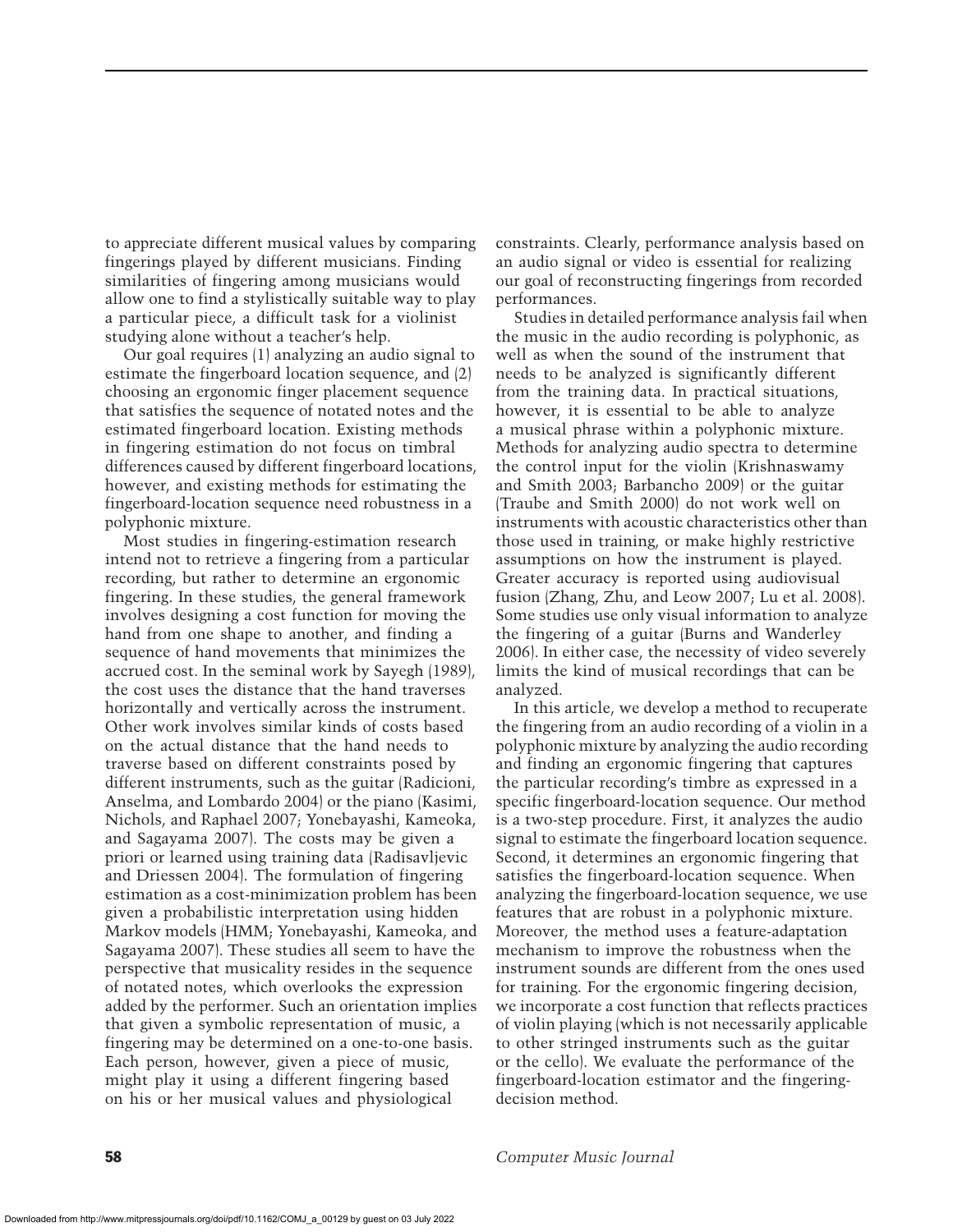to appreciate different musical values by comparing fingerings played by different musicians. Finding similarities of fingering among musicians would allow one to find a stylistically suitable way to play a particular piece, a difficult task for a violinist studying alone without a teacher's help.

Our goal requires (1) analyzing an audio signal to estimate the fingerboard location sequence, and (2) choosing an ergonomic finger placement sequence that satisfies the sequence of notated notes and the estimated fingerboard location. Existing methods in fingering estimation do not focus on timbral differences caused by different fingerboard locations, however, and existing methods for estimating the fingerboard-location sequence need robustness in a polyphonic mixture.

Most studies in fingering-estimation research intend not to retrieve a fingering from a particular recording, but rather to determine an ergonomic fingering. In these studies, the general framework involves designing a cost function for moving the hand from one shape to another, and finding a sequence of hand movements that minimizes the accrued cost. In the seminal work by Sayegh (1989), the cost uses the distance that the hand traverses horizontally and vertically across the instrument. Other work involves similar kinds of costs based on the actual distance that the hand needs to traverse based on different constraints posed by different instruments, such as the guitar (Radicioni, Anselma, and Lombardo 2004) or the piano (Kasimi, Nichols, and Raphael 2007; Yonebayashi, Kameoka, and Sagayama 2007). The costs may be given a priori or learned using training data (Radisavljevic and Driessen 2004). The formulation of fingering estimation as a cost-minimization problem has been given a probabilistic interpretation using hidden Markov models (HMM; Yonebayashi, Kameoka, and Sagayama 2007). These studies all seem to have the perspective that musicality resides in the sequence of notated notes, which overlooks the expression added by the performer. Such an orientation implies that given a symbolic representation of music, a fingering may be determined on a one-to-one basis. Each person, however, given a piece of music, might play it using a different fingering based on his or her musical values and physiological constraints. Clearly, performance analysis based on an audio signal or video is essential for realizing our goal of reconstructing fingerings from recorded performances.

Studies in detailed performance analysis fail when the music in the audio recording is polyphonic, as well as when the sound of the instrument that needs to be analyzed is significantly different from the training data. In practical situations, however, it is essential to be able to analyze a musical phrase within a polyphonic mixture. Methods for analyzing audio spectra to determine the control input for the violin (Krishnaswamy and Smith 2003; Barbancho 2009) or the guitar (Traube and Smith 2000) do not work well on instruments with acoustic characteristics other than those used in training, or make highly restrictive assumptions on how the instrument is played. Greater accuracy is reported using audiovisual fusion (Zhang, Zhu, and Leow 2007; Lu et al. 2008). Some studies use only visual information to analyze the fingering of a guitar (Burns and Wanderley 2006). In either case, the necessity of video severely limits the kind of musical recordings that can be analyzed.

In this article, we develop a method to recuperate the fingering from an audio recording of a violin in a polyphonic mixture by analyzing the audio recording and finding an ergonomic fingering that captures the particular recording's timbre as expressed in a specific fingerboard-location sequence. Our method is a two-step procedure. First, it analyzes the audio signal to estimate the fingerboard location sequence. Second, it determines an ergonomic fingering that satisfies the fingerboard-location sequence. When analyzing the fingerboard-location sequence, we use features that are robust in a polyphonic mixture. Moreover, the method uses a feature-adaptation mechanism to improve the robustness when the instrument sounds are different from the ones used for training. For the ergonomic fingering decision, we incorporate a cost function that reflects practices of violin playing (which is not necessarily applicable to other stringed instruments such as the guitar or the cello). We evaluate the performance of the fingerboard-location estimator and the fingering-decision method.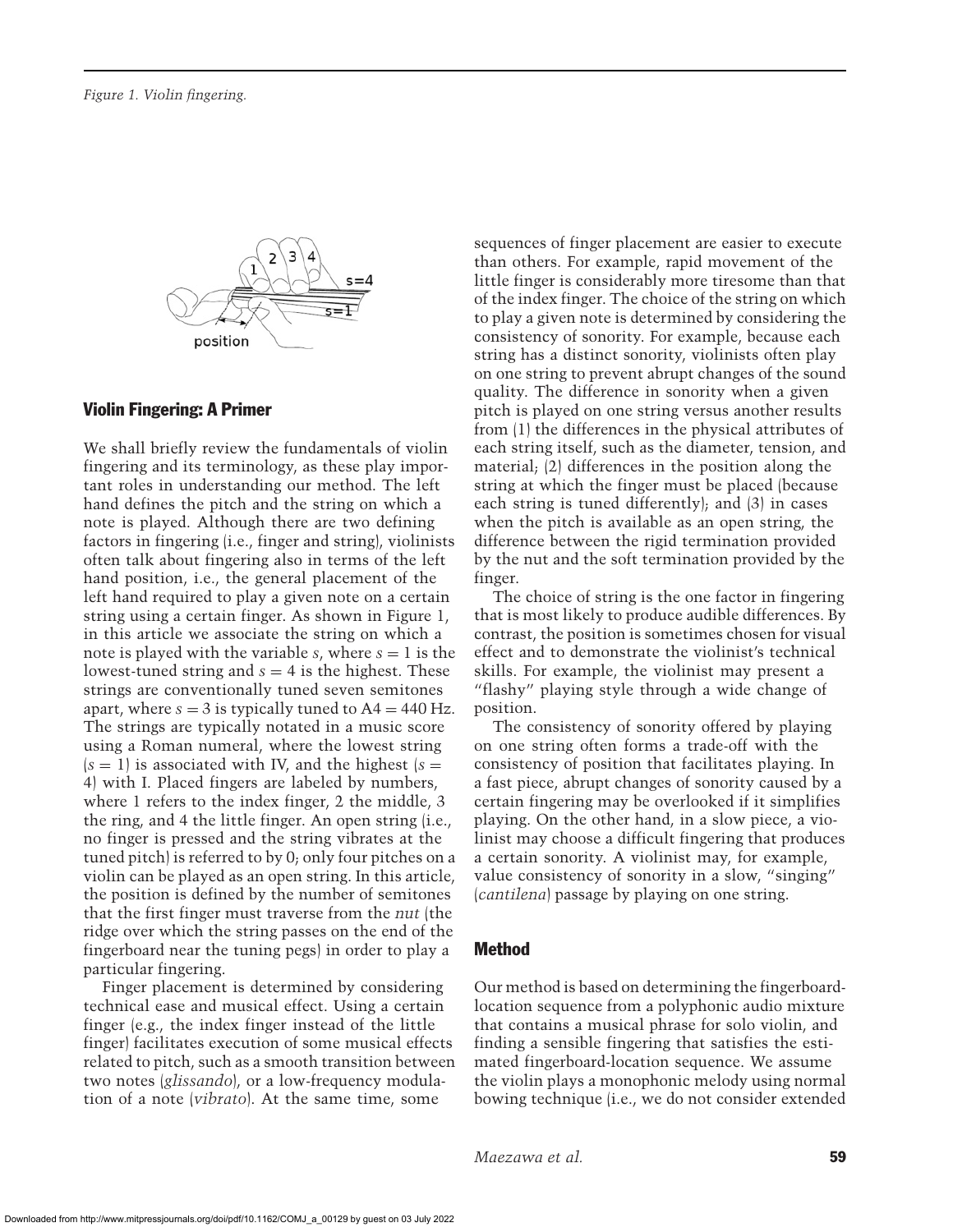*Figure 1. Violin fingering.*

1 2 3 4
s=4
s=1
position

## Violin Fingering: A Primer

We shall briefly review the fundamentals of violin fingering and its terminology, as these play important roles in understanding our method. The left hand defines the pitch and the string on which a note is played. Although there are two defining factors in fingering (i.e., finger and string), violinists often talk about fingering also in terms of the left hand position, i.e., the general placement of the left hand required to play a given note on a certain string using a certain finger. As shown in Figure 1, in this article we associate the string on which a note is played with the variable $s$, where $s = 1$ is the lowest-tuned string and $s = 4$ is the highest. These strings are conventionally tuned seven semitones apart, where $s = 3$ is typically tuned to A4 = 440 Hz. The strings are typically notated in a music score using a Roman numeral, where the lowest string ($s = 1$) is associated with IV, and the highest ($s = 4$) with I. Placed fingers are labeled by numbers, where 1 refers to the index finger, 2 the middle, 3 the ring, and 4 the little finger. An open string (i.e., no finger is pressed and the string vibrates at the tuned pitch) is referred to by 0; only four pitches on a violin can be played as an open string. In this article, the position is defined by the number of semitones that the first finger must traverse from the *nut* (the ridge over which the string passes on the end of the fingerboard near the tuning pegs) in order to play a particular fingering.

Finger placement is determined by considering technical ease and musical effect. Using a certain finger (e.g., the index finger instead of the little finger) facilitates execution of some musical effects related to pitch, such as a smooth transition between two notes (*glissando*), or a low-frequency modulation of a note (*vibrato*). At the same time, some sequences of finger placement are easier to execute than others. For example, rapid movement of the little finger is considerably more tiresome than that of the index finger. The choice of the string on which to play a given note is determined by considering the consistency of sonority. For example, because each string has a distinct sonority, violinists often play on one string to prevent abrupt changes of the sound quality. The difference in sonority when a given pitch is played on one string versus another results from (1) the differences in the physical attributes of each string itself, such as the diameter, tension, and material; (2) differences in the position along the string at which the finger must be placed (because each string is tuned differently); and (3) in cases when the pitch is available as an open string, the difference between the rigid termination provided by the nut and the soft termination provided by the finger.

The choice of string is the one factor in fingering that is most likely to produce audible differences. By contrast, the position is sometimes chosen for visual effect and to demonstrate the violinist's technical skills. For example, the violinist may present a "flashy" playing style through a wide change of position.

The consistency of sonority offered by playing on one string often forms a trade-off with the consistency of position that facilitates playing. In a fast piece, abrupt changes of sonority caused by a certain fingering may be overlooked if it simplifies playing. On the other hand, in a slow piece, a violinist may choose a difficult fingering that produces a certain sonority. A violinist may, for example, value consistency of sonority in a slow, "singing" (*cantilena*) passage by playing on one string.

## Method

Our method is based on determining the fingerboard-location sequence from a polyphonic audio mixture that contains a musical phrase for solo violin, and finding a sensible fingering that satisfies the estimated fingerboard-location sequence. We assume the violin plays a monophonic melody using normal bowing technique (i.e., we do not consider extended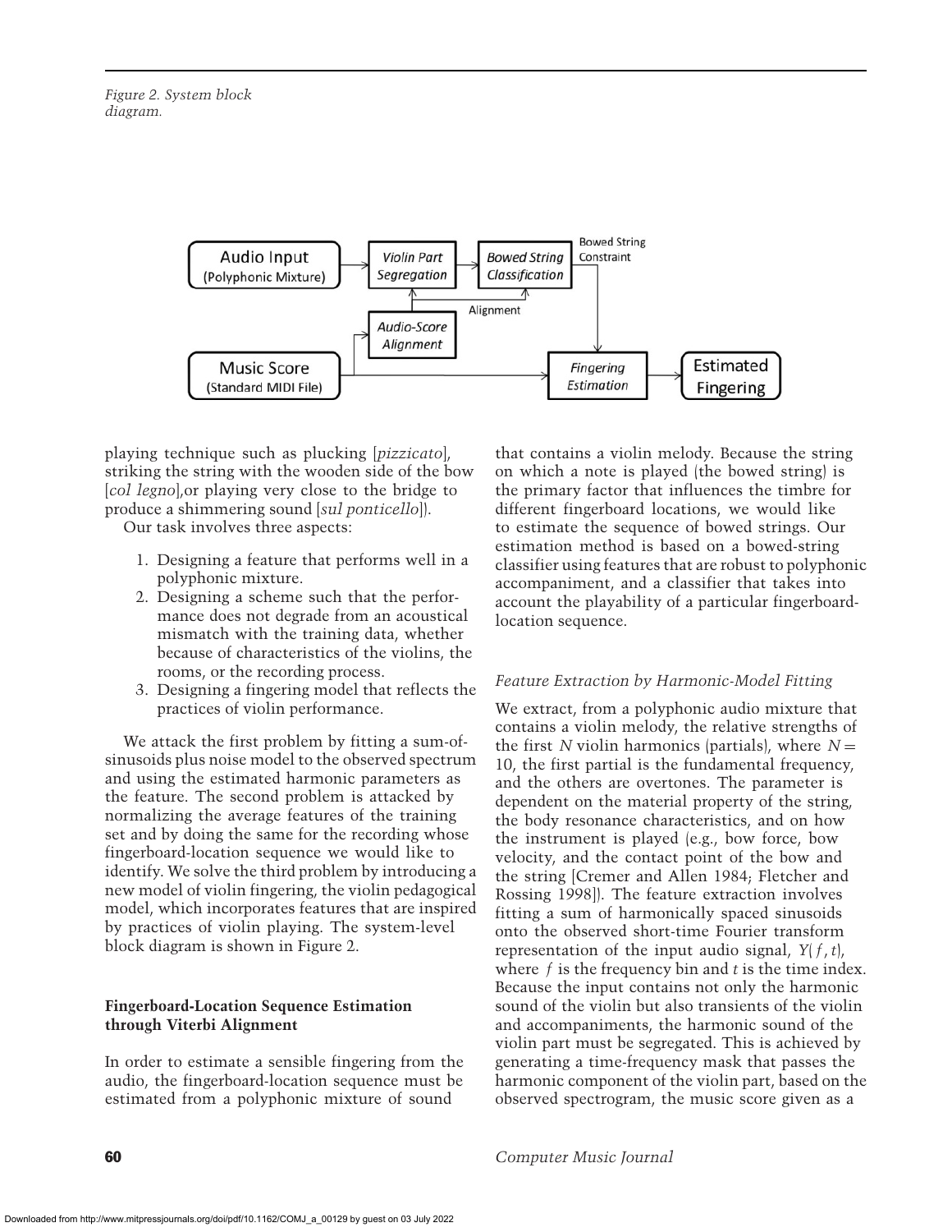Figure 2. System block diagram.

playing technique such as plucking [*pizzicato*], striking the string with the wooden side of the bow [*col legno*],or playing very close to the bridge to produce a shimmering sound [*sul ponticello*]).

Our task involves three aspects:

1. Designing a feature that performs well in a polyphonic mixture.
2. Designing a scheme such that the performance does not degrade from an acoustical mismatch with the training data, whether because of characteristics of the violins, the rooms, or the recording process.
3. Designing a fingering model that reflects the practices of violin performance.

We attack the first problem by fitting a sum-of-sinusoids plus noise model to the observed spectrum and using the estimated harmonic parameters as the feature. The second problem is attacked by normalizing the average features of the training set and by doing the same for the recording whose fingerboard-location sequence we would like to identify. We solve the third problem by introducing a new model of violin fingering, the violin pedagogical model, which incorporates features that are inspired by practices of violin playing. The system-level block diagram is shown in Figure 2.

## Fingerboard-Location Sequence Estimation through Viterbi Alignment

In order to estimate a sensible fingering from the audio, the fingerboard-location sequence must be estimated from a polyphonic mixture of sound that contains a violin melody. Because the string on which a note is played (the bowed string) is the primary factor that influences the timbre for different fingerboard locations, we would like to estimate the sequence of bowed strings. Our estimation method is based on a bowed-string classifier using features that are robust to polyphonic accompaniment, and a classifier that takes into account the playability of a particular fingerboard-location sequence.

### *Feature Extraction by Harmonic-Model Fitting*

We extract, from a polyphonic audio mixture that contains a violin melody, the relative strengths of the first $N$ violin harmonics (partials), where $N = 10$, the first partial is the fundamental frequency, and the others are overtones. The parameter is dependent on the material property of the string, the body resonance characteristics, and on how the instrument is played (e.g., bow force, bow velocity, and the contact point of the bow and the string [Cremer and Allen 1984; Fletcher and Rossing 1998]). The feature extraction involves fitting a sum of harmonically spaced sinusoids onto the observed short-time Fourier transform representation of the input audio signal, $Y(f, t)$, where $f$ is the frequency bin and $t$ is the time index. Because the input contains not only the harmonic sound of the violin but also transients of the violin and accompaniments, the harmonic sound of the violin part must be segregated. This is achieved by generating a time-frequency mask that passes the harmonic component of the violin part, based on the observed spectrogram, the music score given as a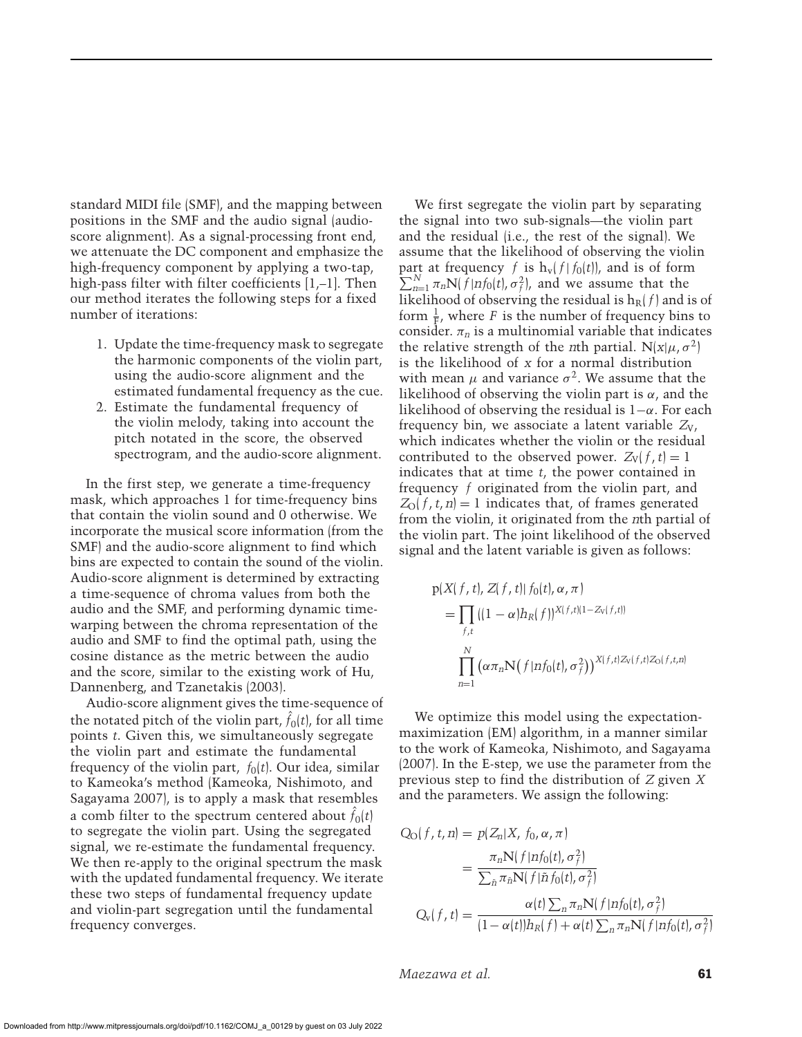standard MIDI file (SMF), and the mapping between positions in the SMF and the audio signal (audio-score alignment). As a signal-processing front end, we attenuate the DC component and emphasize the high-frequency component by applying a two-tap, high-pass filter with filter coefficients [1,–1]. Then our method iterates the following steps for a fixed number of iterations:

1. Update the time-frequency mask to segregate the harmonic components of the violin part, using the audio-score alignment and the estimated fundamental frequency as the cue.
2. Estimate the fundamental frequency of the violin melody, taking into account the pitch notated in the score, the observed spectrogram, and the audio-score alignment.

In the first step, we generate a time-frequency mask, which approaches 1 for time-frequency bins that contain the violin sound and 0 otherwise. We incorporate the musical score information (from the SMF) and the audio-score alignment to find which bins are expected to contain the sound of the violin. Audio-score alignment is determined by extracting a time-sequence of chroma values from both the audio and the SMF, and performing dynamic time-warping between the chroma representation of the audio and SMF to find the optimal path, using the cosine distance as the metric between the audio and the score, similar to the existing work of Hu, Dannenberg, and Tzanetakis (2003).

Audio-score alignment gives the time-sequence of the notated pitch of the violin part, $\hat{f}_0(t)$, for all time points $t$. Given this, we simultaneously segregate the violin part and estimate the fundamental frequency of the violin part, $f_0(t)$. Our idea, similar to Kameoka's method (Kameoka, Nishimoto, and Sagayama 2007), is to apply a mask that resembles a comb filter to the spectrum centered about $\hat{f}_0(t)$ to segregate the violin part. Using the segregated signal, we re-estimate the fundamental frequency. We then re-apply to the original spectrum the mask with the updated fundamental frequency. We iterate these two steps of fundamental frequency update and violin-part segregation until the fundamental frequency converges.

We first segregate the violin part by separating the signal into two sub-signals—the violin part and the residual (i.e., the rest of the signal). We assume that the likelihood of observing the violin part at frequency $f$ is $h_v(f|f_0(t))$, and is of form $\sum_{n=1}^{N} \pi_n \mathrm{N}(f|nf_0(t), \sigma_f^2)$, and we assume that the likelihood of observing the residual is $h_R(f)$ and is of form $\frac{1}{F}$, where $F$ is the number of frequency bins to consider. $\pi_n$ is a multinomial variable that indicates the relative strength of the $n$th partial. $\mathrm{N}(x|\mu, \sigma^2)$ is the likelihood of $x$ for a normal distribution with mean $\mu$ and variance $\sigma^2$. We assume that the likelihood of observing the violin part is $\alpha$, and the likelihood of observing the residual is $1-\alpha$. For each frequency bin, we associate a latent variable $Z_V$, which indicates whether the violin or the residual contributed to the observed power. $Z_V(f, t) = 1$ indicates that at time $t$, the power contained in frequency $f$ originated from the violin part, and $Z_O(f, t, n) = 1$ indicates that, of frames generated from the violin, it originated from the $n$th partial of the violin part. The joint likelihood of the observed signal and the latent variable is given as follows:

$$
\begin{aligned}
&\mathrm{p}(X(f,t), Z(f,t)|f_0(t), \alpha, \pi) \\
&= \prod_{f,t} \left((1-\alpha)h_R(f)\right)^{X(f,t)(1-Z_V(f,t))} \\
&\quad \prod_{n=1}^{N} \left(\alpha \pi_n \mathrm{N}(f|nf_0(t), \sigma_f^2)\right)^{X(f,t)Z_V(f,t)Z_O(f,t,n)}
\end{aligned}
$$

We optimize this model using the expectation-maximization (EM) algorithm, in a manner similar to the work of Kameoka, Nishimoto, and Sagayama (2007). In the E-step, we use the parameter from the previous step to find the distribution of $Z$ given $X$ and the parameters. We assign the following:

$$
\begin{aligned}
Q_O(f,t,n) &= p(Z_n|X, f_0, \alpha, \pi) \\
&= \frac{\pi_n \mathrm{N}(f|nf_0(t), \sigma_f^2)}{\sum_{\tilde{n}} \pi_{\tilde{n}} \mathrm{N}(f|\tilde{n} f_0(t), \sigma_f^2)} \\
Q_v(f,t) &= \frac{\alpha(t) \sum_n \pi_n \mathrm{N}(f|nf_0(t), \sigma_f^2)}{(1-\alpha(t))h_R(f) + \alpha(t) \sum_n \pi_n \mathrm{N}(f|nf_0(t), \sigma_f^2)}
\end{aligned}
$$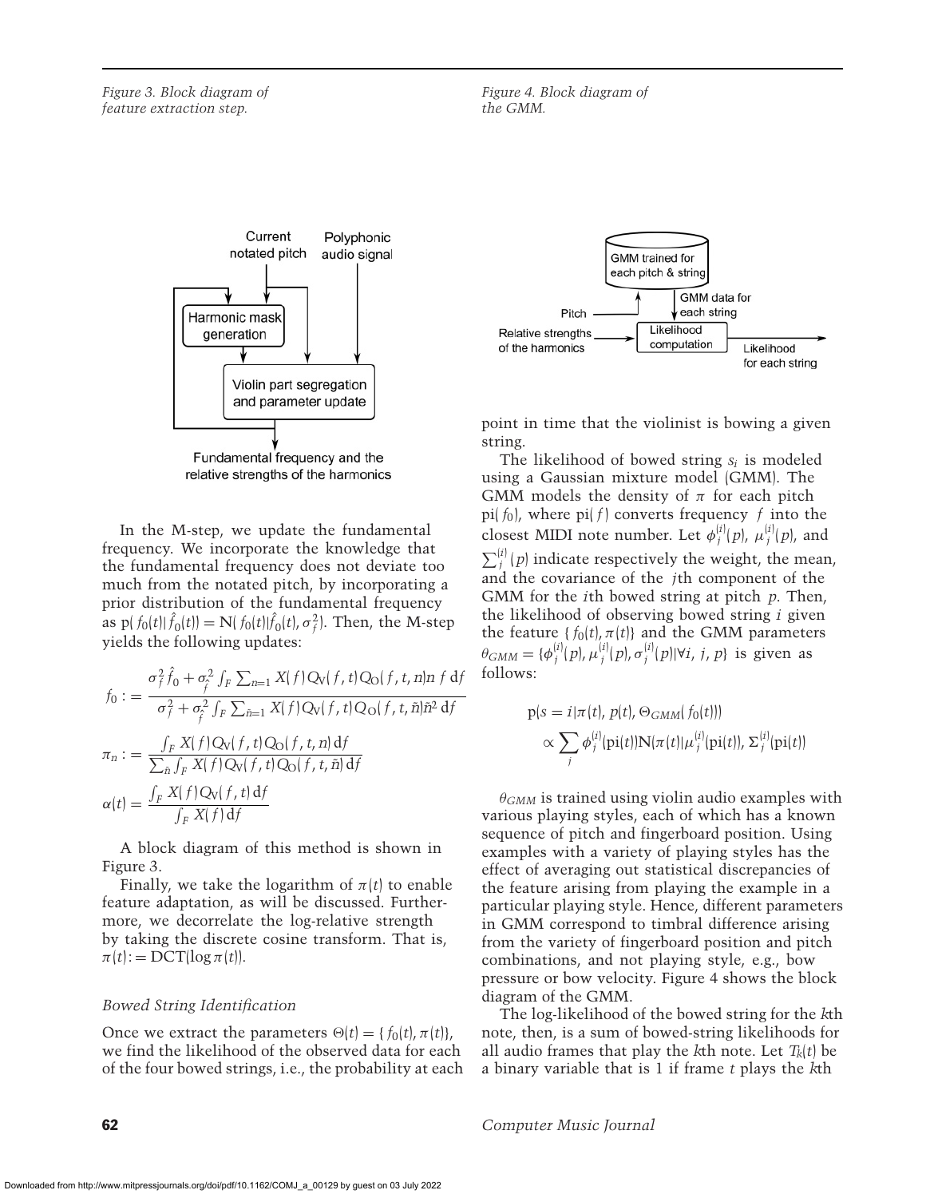Figure 3. Block diagram of feature extraction step.

Figure 4. Block diagram of the GMM.

In the M-step, we update the fundamental frequency. We incorporate the knowledge that the fundamental frequency does not deviate too much from the notated pitch, by incorporating a prior distribution of the fundamental frequency as $p(f_0(t)|\hat{f}_0(t)) = N(f_0(t)|\hat{f}_0(t), \sigma_f^2)$. Then, the M-step yields the following updates:

$$f_0 := \frac{\sigma_f^2 \hat{f}_0 + \sigma_{\hat{f}}^2 \int_F \sum_{n=1} X(f) Q_V(f,t) Q_O(f,t,n) n\, f\, \mathrm{d}f}{\sigma_f^2 + \sigma_{\hat{f}}^2 \int_F \sum_{\tilde{n}=1} X(f) Q_V(f,t) Q_O(f,t,\tilde{n}) \tilde{n}^2\, \mathrm{d}f}$$

$$\pi_n := \frac{\int_F X(f) Q_V(f,t) Q_O(f,t,n)\, \mathrm{d}f}{\sum_{\tilde{n}} \int_F X(f) Q_V(f,t) Q_O(f,t,\tilde{n})\, \mathrm{d}f}$$

$$\alpha(t) = \frac{\int_F X(f) Q_V(f,t)\, \mathrm{d}f}{\int_F X(f)\, \mathrm{d}f}$$

A block diagram of this method is shown in Figure 3.

Finally, we take the logarithm of $\pi(t)$ to enable feature adaptation, as will be discussed. Furthermore, we decorrelate the log-relative strength by taking the discrete cosine transform. That is, $\pi(t) := \mathrm{DCT}(\log \pi(t))$.

### *Bowed String Identification*

Once we extract the parameters $\Theta(t) = \{f_0(t), \pi(t)\}$, we find the likelihood of the observed data for each of the four bowed strings, i.e., the probability at each point in time that the violinist is bowing a given string.

The likelihood of bowed string $s_i$ is modeled using a Gaussian mixture model (GMM). The GMM models the density of $\pi$ for each pitch $\mathrm{pi}(f_0)$, where $\mathrm{pi}(f)$ converts frequency $f$ into the closest MIDI note number. Let $\phi_j^{(i)}(p)$, $\mu_j^{(i)}(p)$, and $\sum_j^{(i)}(p)$ indicate respectively the weight, the mean, and the covariance of the $j$th component of the GMM for the $i$th bowed string at pitch $p$. Then, the likelihood of observing bowed string $i$ given the feature $\{f_0(t), \pi(t)\}$ and the GMM parameters $\theta_{GMM} = \{\phi_j^{(i)}(p), \mu_j^{(i)}(p), \sigma_j^{(i)}(p) | \forall i, j, p\}$ is given as follows:

$$\mathrm{p}(s = i | \pi(t), p(t), \Theta_{GMM}(f_0(t))) \propto \sum_j \phi_j^{(i)}(\mathrm{pi}(t)) \mathrm{N}(\pi(t) | \mu_j^{(i)}(\mathrm{pi}(t)), \Sigma_j^{(i)}(\mathrm{pi}(t)))$$

$\theta_{GMM}$ is trained using violin audio examples with various playing styles, each of which has a known sequence of pitch and fingerboard position. Using examples with a variety of playing styles has the effect of averaging out statistical discrepancies of the feature arising from playing the example in a particular playing style. Hence, different parameters in GMM correspond to timbral difference arising from the variety of fingerboard position and pitch combinations, and not playing style, e.g., bow pressure or bow velocity. Figure 4 shows the block diagram of the GMM.

The log-likelihood of the bowed string for the $k$th note, then, is a sum of bowed-string likelihoods for all audio frames that play the $k$th note. Let $T_k(t)$ be a binary variable that is 1 if frame $t$ plays the $k$th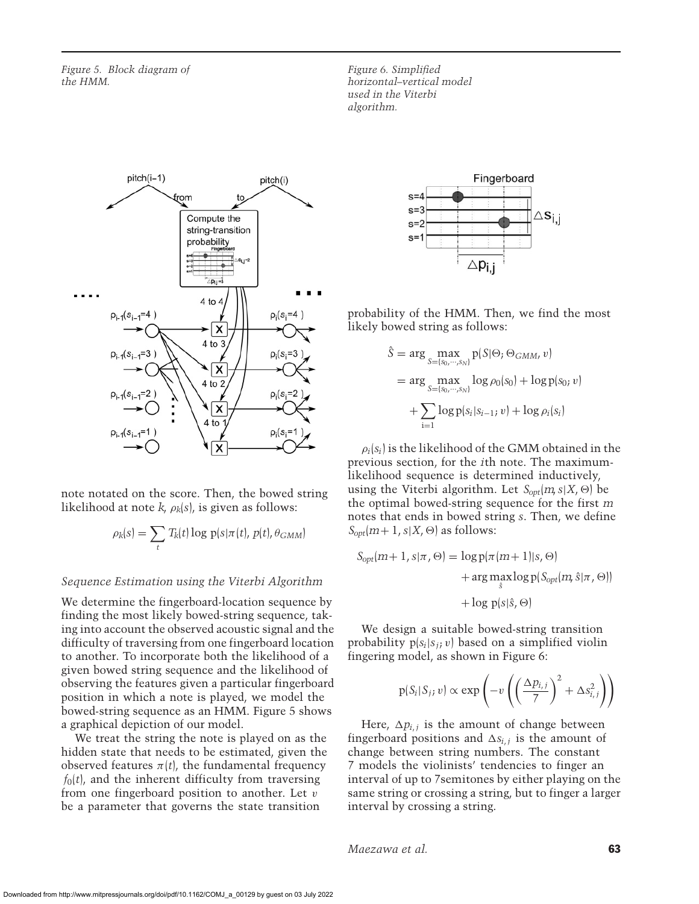Figure 5. Block diagram of the HMM.

Figure 6. Simplified horizontal–vertical model used in the Viterbi algorithm.

note notated on the score. Then, the bowed string likelihood at note $k$, $\rho_k(s)$, is given as follows:

$$\rho_k(s) = \sum_t T_k(t) \log p(s|\pi(t), p(t), \theta_{GMM})$$

### Sequence Estimation using the Viterbi Algorithm

We determine the fingerboard-location sequence by finding the most likely bowed-string sequence, taking into account the observed acoustic signal and the difficulty of traversing from one fingerboard location to another. To incorporate both the likelihood of a given bowed string sequence and the likelihood of observing the features given a particular fingerboard position in which a note is played, we model the bowed-string sequence as an HMM. Figure 5 shows a graphical depiction of our model.

We treat the string the note is played on as the hidden state that needs to be estimated, given the observed features $\pi(t)$, the fundamental frequency $f_0(t)$, and the inherent difficulty from traversing from one fingerboard position to another. Let $v$ be a parameter that governs the state transition probability of the HMM. Then, we find the most likely bowed string as follows:

$$\begin{aligned}\hat{S} &= \arg\max_{S=\{s_0,\cdots,s_N\}} p(S|\Theta; \Theta_{GMM}, v) \\ &= \arg\max_{S=\{s_0,\cdots,s_N\}} \log \rho_0(s_0) + \log p(s_0; v) \\ &\quad + \sum_{i=1} \log p(s_i|s_{i-1}; v) + \log \rho_i(s_i)\end{aligned}$$

$\rho_i(s_i)$ is the likelihood of the GMM obtained in the previous section, for the $i$th note. The maximum-likelihood sequence is determined inductively, using the Viterbi algorithm. Let $S_{opt}(m, s|X, \Theta)$ be the optimal bowed-string sequence for the first $m$ notes that ends in bowed string $s$. Then, we define $S_{opt}(m+1, s|X, \Theta)$ as follows:

$$\begin{aligned}S_{opt}(m+1, s|\pi, \Theta) &= \log p(\pi(m+1)|s, \Theta) \\ &\quad + \arg\max_{\hat{s}} \log p(S_{opt}(m, \hat{s}|\pi, \Theta)) \\ &\quad + \log p(s|\hat{s}, \Theta)\end{aligned}$$

We design a suitable bowed-string transition probability $p(s_i|s_j; v)$ based on a simplified violin fingering model, as shown in Figure 6:

$$p(S_i|S_j; v) \propto \exp\left(-v\left(\left(\frac{\Delta p_{i,j}}{7}\right)^2 + \Delta s_{i,j}^2\right)\right)$$

Here, $\Delta p_{i,j}$ is the amount of change between fingerboard positions and $\Delta s_{i,j}$ is the amount of change between string numbers. The constant 7 models the violinists' tendencies to finger an interval of up to 7semitones by either playing on the same string or crossing a string, but to finger a larger interval by crossing a string.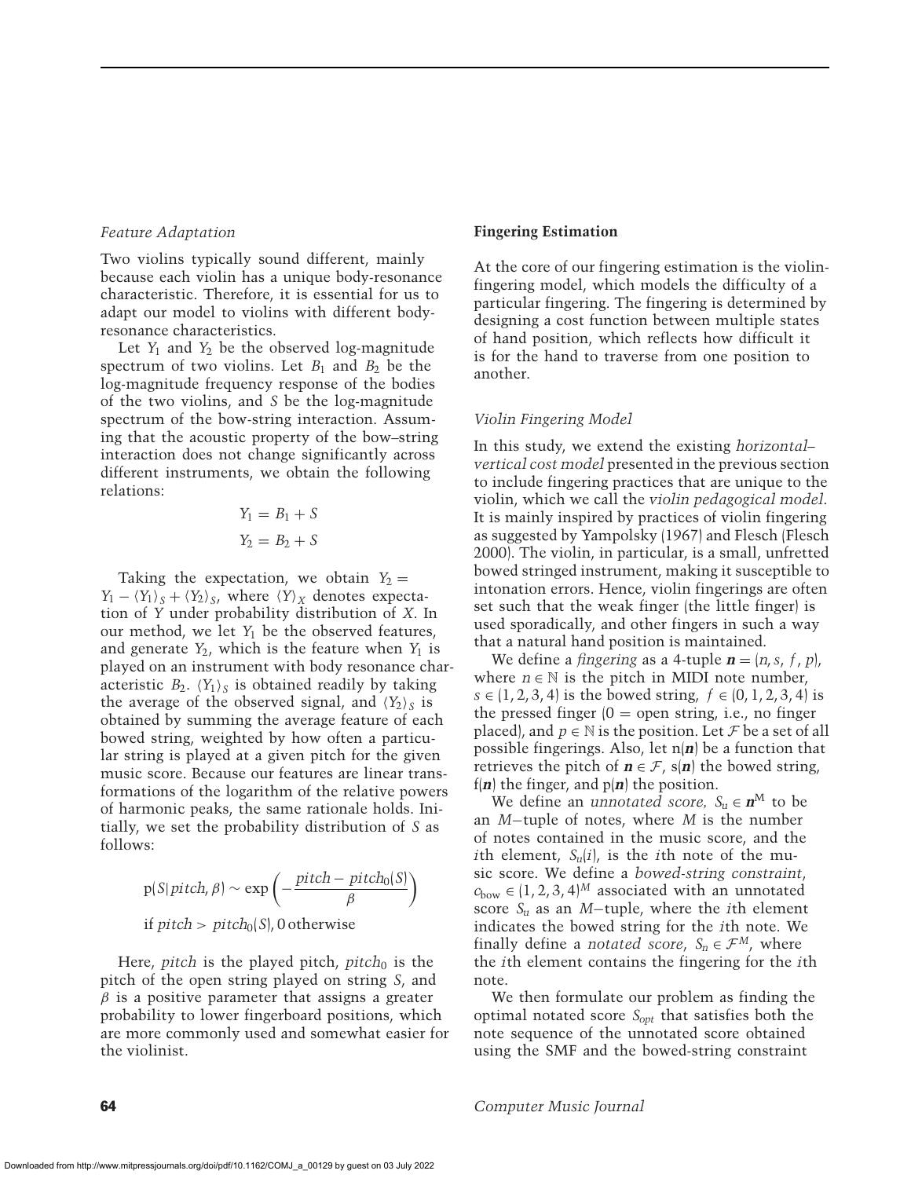### *Feature Adaptation*

Two violins typically sound different, mainly because each violin has a unique body-resonance characteristic. Therefore, it is essential for us to adapt our model to violins with different body-resonance characteristics.

Let $Y_1$ and $Y_2$ be the observed log-magnitude spectrum of two violins. Let $B_1$ and $B_2$ be the log-magnitude frequency response of the bodies of the two violins, and $S$ be the log-magnitude spectrum of the bow-string interaction. Assuming that the acoustic property of the bow–string interaction does not change significantly across different instruments, we obtain the following relations:

$$Y_1 = B_1 + S$$
$$Y_2 = B_2 + S$$

Taking the expectation, we obtain $Y_2 = Y_1 - \langle Y_1 \rangle_S + \langle Y_2 \rangle_S$, where $\langle Y \rangle_X$ denotes expectation of $Y$ under probability distribution of $X$. In our method, we let $Y_1$ be the observed features, and generate $Y_2$, which is the feature when $Y_1$ is played on an instrument with body resonance characteristic $B_2$. $\langle Y_1 \rangle_S$ is obtained readily by taking the average of the observed signal, and $\langle Y_2 \rangle_S$ is obtained by summing the average feature of each bowed string, weighted by how often a particular string is played at a given pitch for the given music score. Because our features are linear transformations of the logarithm of the relative powers of harmonic peaks, the same rationale holds. Initially, we set the probability distribution of $S$ as follows:

$$\mathrm{p}(S|pitch, \beta) \sim \exp\left(-\frac{pitch - pitch_0(S)}{\beta}\right)$$
$$\text{if } pitch > pitch_0(S), 0 \text{ otherwise}$$

Here, *pitch* is the played pitch, $pitch_0$ is the pitch of the open string played on string $S$, and $\beta$ is a positive parameter that assigns a greater probability to lower fingerboard positions, which are more commonly used and somewhat easier for the violinist.

## **Fingering Estimation**

At the core of our fingering estimation is the violin-fingering model, which models the difficulty of a particular fingering. The fingering is determined by designing a cost function between multiple states of hand position, which reflects how difficult it is for the hand to traverse from one position to another.

### *Violin Fingering Model*

In this study, we extend the existing *horizontal–vertical cost model* presented in the previous section to include fingering practices that are unique to the violin, which we call the *violin pedagogical model*. It is mainly inspired by practices of violin fingering as suggested by Yampolsky (1967) and Flesch (Flesch 2000). The violin, in particular, is a small, unfretted bowed stringed instrument, making it susceptible to intonation errors. Hence, violin fingerings are often set such that the weak finger (the little finger) is used sporadically, and other fingers in such a way that a natural hand position is maintained.

We define a *fingering* as a 4-tuple $\boldsymbol{n} = (n, s, f, p)$, where $n \in \mathbb{N}$ is the pitch in MIDI note number, $s \in (1, 2, 3, 4)$ is the bowed string, $f \in (0, 1, 2, 3, 4)$ is the pressed finger (0 = open string, i.e., no finger placed), and $p \in \mathbb{N}$ is the position. Let $\mathcal{F}$ be a set of all possible fingerings. Also, let $\mathrm{n}(\boldsymbol{n})$ be a function that retrieves the pitch of $\boldsymbol{n} \in \mathcal{F}$, $\mathrm{s}(\boldsymbol{n})$ the bowed string, $\mathrm{f}(\boldsymbol{n})$ the finger, and $\mathrm{p}(\boldsymbol{n})$ the position.

We define an *unnotated score,* $S_u \in \boldsymbol{n}^{\mathrm{M}}$ to be an $M$−tuple of notes, where $M$ is the number of notes contained in the music score, and the $i$th element, $S_u(i)$, is the $i$th note of the music score. We define a *bowed-string constraint*, $c_{\mathrm{bow}} \in (1, 2, 3, 4)^M$ associated with an unnotated score $S_u$ as an $M$−tuple, where the $i$th element indicates the bowed string for the $i$th note. We finally define a *notated score*, $S_n \in \mathcal{F}^M$, where the $i$th element contains the fingering for the $i$th note.

We then formulate our problem as finding the optimal notated score $S_{opt}$ that satisfies both the note sequence of the unnotated score obtained using the SMF and the bowed-string constraint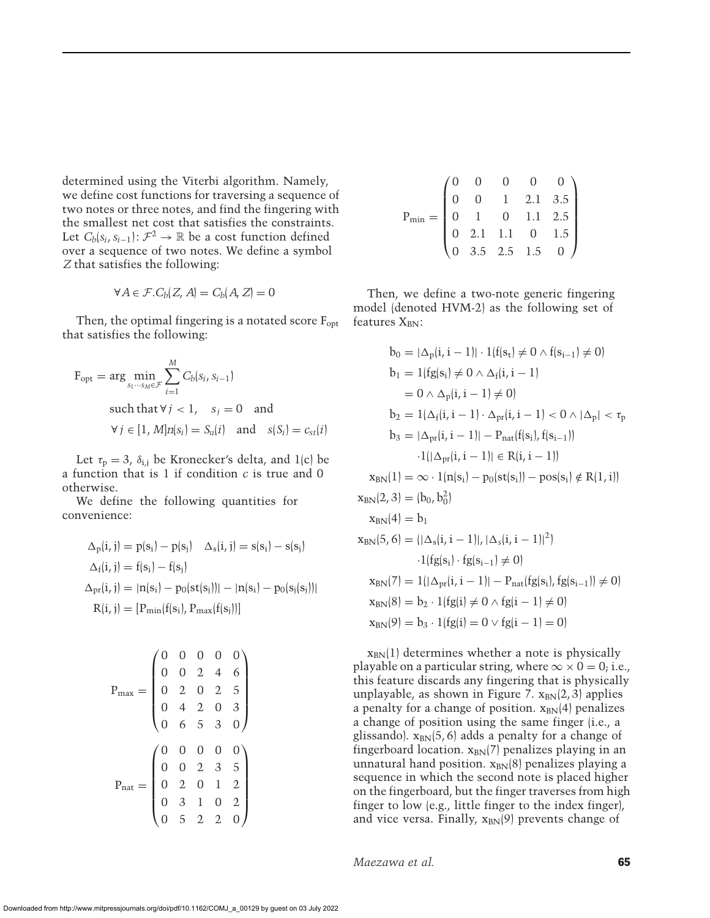determined using the Viterbi algorithm. Namely, we define cost functions for traversing a sequence of two notes or three notes, and find the fingering with the smallest net cost that satisfies the constraints. Let $C_b(s_i, s_{i-1})\colon \mathcal{F}^2 \rightarrow \mathbb{R}$ be a cost function defined over a sequence of two notes. We define a symbol $Z$ that satisfies the following:

$$\forall A \in \mathcal{F}. C_b(Z, A) = C_b(A, Z) = 0$$

Then, the optimal fingering is a notated score $F_{opt}$ that satisfies the following:

$$F_{opt} = \arg \min_{s_1 \cdots s_M \in \mathcal{F}} \sum_{i=1}^{M} C_b(s_i, s_{i-1})$$

$$\text{such that } \forall j < 1, \quad s_j = 0 \quad \text{and}$$

$$\forall j \in [1, M] n(s_i) = S_u(i) \quad \text{and} \quad s(S_i) = c_{st}(i)$$

Let $\tau_p = 3$, $\delta_{i,j}$ be Kronecker's delta, and $1(c)$ be a function that is 1 if condition $c$ is true and 0 otherwise.

We define the following quantities for convenience:

$$\Delta_p(i, j) = p(s_i) - p(s_j) \quad \Delta_s(i, j) = s(s_i) - s(s_j)$$

$$\Delta_f(i, j) = f(s_i) - f(s_j)$$

$$\Delta_{pr}(i, j) = |n(s_i) - p_0(st(s_j))| - |n(s_i) - p_0(s_j(s_j))|$$

$$R(i, j) = [P_{min}(f(s_i), P_{max}(f(s_j))]$$

$$P_{max} = \begin{pmatrix} 0 & 0 & 0 & 0 & 0 \\ 0 & 0 & 2 & 4 & 6 \\ 0 & 2 & 0 & 2 & 5 \\ 0 & 4 & 2 & 0 & 3 \\ 0 & 6 & 5 & 3 & 0 \end{pmatrix}$$

$$P_{nat} = \begin{pmatrix} 0 & 0 & 0 & 0 & 0 \\ 0 & 0 & 2 & 3 & 5 \\ 0 & 2 & 0 & 1 & 2 \\ 0 & 3 & 1 & 0 & 2 \\ 0 & 5 & 2 & 2 & 0 \end{pmatrix}$$

$$P_{min} = \begin{pmatrix} 0 & 0 & 0 & 0 & 0 \\ 0 & 0 & 1 & 2.1 & 3.5 \\ 0 & 1 & 0 & 1.1 & 2.5 \\ 0 & 2.1 & 1.1 & 0 & 1.5 \\ 0 & 3.5 & 2.5 & 1.5 & 0 \end{pmatrix}$$

Then, we define a two-note generic fingering model (denoted HVM-2) as the following set of features $X_{BN}$:

$$b_0 = |\Delta_p(i, i-1)| \cdot 1(f(s_t) \neq 0 \wedge f(s_{i-1}) \neq 0)$$

$$b_1 = 1(fg(s_i) \neq 0 \wedge \Delta_f(i, i-1) = 0 \wedge \Delta_p(i, i-1) \neq 0)$$

$$b_2 = 1(\Delta_f(i, i-1) \cdot \Delta_{pr}(i, i-1) < 0 \wedge |\Delta_p| < \tau_p$$

$$b_3 = |\Delta_{pr}(i, i-1)| - P_{nat}(f(s_i), f(s_{i-1})) \cdot 1(|\Delta_{pr}(i, i-1)| \in R(i, i-1))$$

$$x_{BN}(1) = \infty \cdot 1(n(s_i) - p_0(st(s_i)) - pos(s_i) \notin R(1, i))$$

$$x_{BN}(2, 3) = (b_0, b_0^2)$$

$$x_{BN}(4) = b_1$$

$$x_{BN}(5, 6) = (|\Delta_s(i, i-1)|, |\Delta_s(i, i-1)|^2) \cdot 1(fg(s_i) \cdot fg(s_{i-1}) \neq 0)$$

$$x_{BN}(7) = 1(|\Delta_{pr}(i, i-1)| - P_{nat}(fg(s_i), fg(s_{i-1})) \neq 0)$$

$$x_{BN}(8) = b_2 \cdot 1(fg(i) \neq 0 \wedge fg(i-1) \neq 0)$$

$$x_{BN}(9) = b_3 \cdot 1(fg(i) = 0 \vee fg(i-1) = 0)$$

$x_{BN}(1)$ determines whether a note is physically playable on a particular string, where $\infty \times 0 = 0$; i.e., this feature discards any fingering that is physically unplayable, as shown in Figure 7. $x_{BN}(2, 3)$ applies a penalty for a change of position. $x_{BN}(4)$ penalizes a change of position using the same finger (i.e., a glissando). $x_{BN}(5, 6)$ adds a penalty for a change of fingerboard location. $x_{BN}(7)$ penalizes playing in an unnatural hand position. $x_{BN}(8)$ penalizes playing a sequence in which the second note is placed higher on the fingerboard, but the finger traverses from high finger to low (e.g., little finger to the index finger), and vice versa. Finally, $x_{BN}(9)$ prevents change of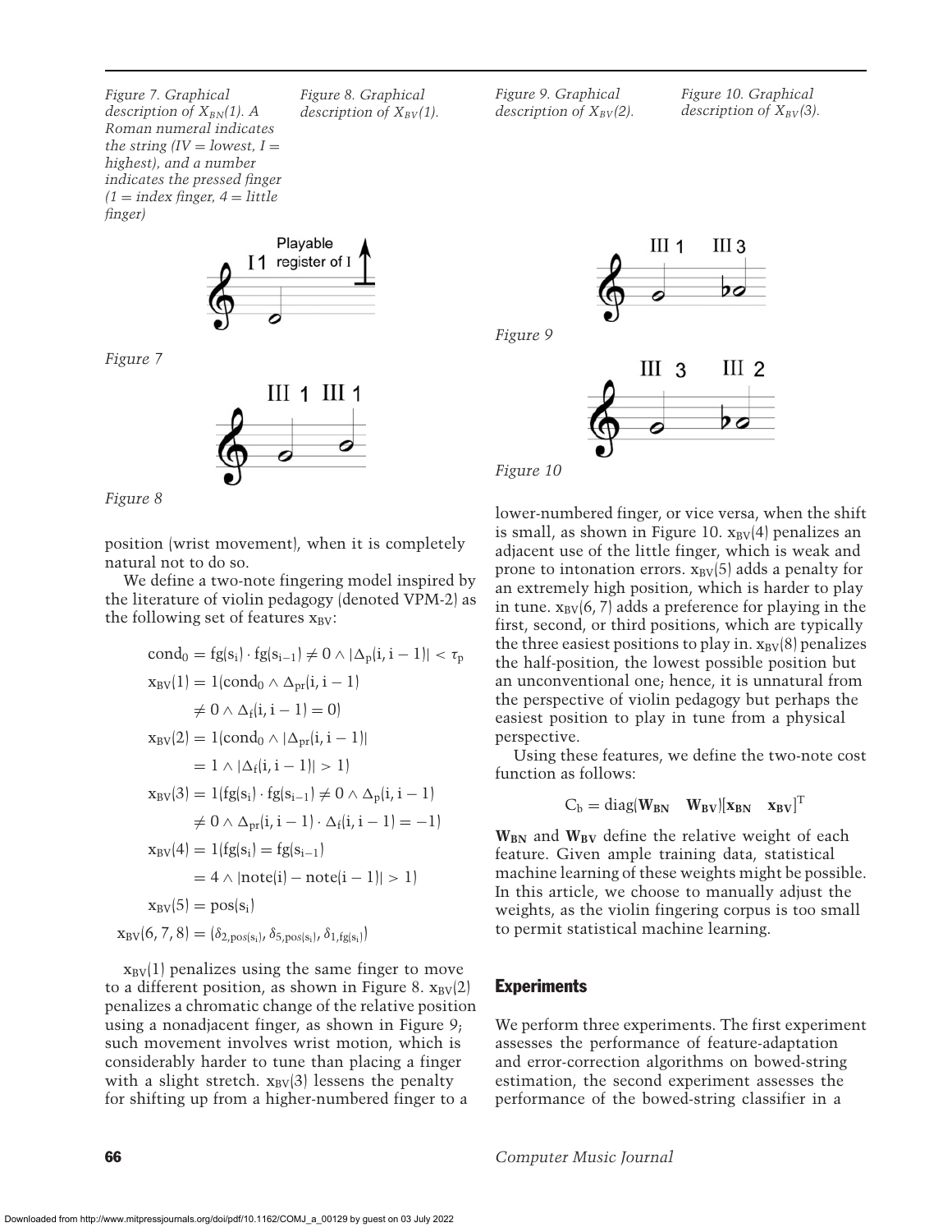*Figure 7. Graphical description of $X_{BN}(1)$. A Roman numeral indicates the string (IV = lowest, I = highest), and a number indicates the pressed finger (1 = index finger, 4 = little finger)*

*Figure 8. Graphical description of $X_{BV}(1)$.*

*Figure 9. Graphical description of $X_{BV}(2)$.*

*Figure 10. Graphical description of $X_{BV}(3)$.*

Figure 7

Figure 8

Figure 9

Figure 10

position (wrist movement), when it is completely natural not to do so.

We define a two-note fingering model inspired by the literature of violin pedagogy (denoted VPM-2) as the following set of features $x_{BV}$:

$$\mathrm{cond}_0 = \mathrm{fg}(s_i) \cdot \mathrm{fg}(s_{i-1}) \neq 0 \wedge |\Delta_p(i, i-1)| < \tau_p$$

$$x_{BV}(1) = 1(\mathrm{cond}_0 \wedge \Delta_{pr}(i, i-1) \neq 0 \wedge \Delta_f(i, i-1) = 0)$$

$$x_{BV}(2) = 1(\mathrm{cond}_0 \wedge |\Delta_{pr}(i, i-1)| = 1 \wedge |\Delta_f(i, i-1)| > 1)$$

$$x_{BV}(3) = 1(\mathrm{fg}(s_i) \cdot \mathrm{fg}(s_{i-1}) \neq 0 \wedge \Delta_p(i, i-1) \neq 0 \wedge \Delta_{pr}(i, i-1) \cdot \Delta_f(i, i-1) = -1)$$

$$x_{BV}(4) = 1(\mathrm{fg}(s_i) = \mathrm{fg}(s_{i-1}) = 4 \wedge |\mathrm{note}(i) - \mathrm{note}(i-1)| > 1)$$

$$x_{BV}(5) = \mathrm{pos}(s_i)$$

$$x_{BV}(6, 7, 8) = (\delta_{2,\mathrm{pos}(s_i)}, \delta_{5,\mathrm{pos}(s_i)}, \delta_{1,\mathrm{fg}(s_i)})$$

$x_{BV}(1)$ penalizes using the same finger to move to a different position, as shown in Figure 8. $x_{BV}(2)$ penalizes a chromatic change of the relative position using a nonadjacent finger, as shown in Figure 9; such movement involves wrist motion, which is considerably harder to tune than placing a finger with a slight stretch. $x_{BV}(3)$ lessens the penalty for shifting up from a higher-numbered finger to a lower-numbered finger, or vice versa, when the shift is small, as shown in Figure 10. $x_{BV}(4)$ penalizes an adjacent use of the little finger, which is weak and prone to intonation errors. $x_{BV}(5)$ adds a penalty for an extremely high position, which is harder to play in tune. $x_{BV}(6, 7)$ adds a preference for playing in the first, second, or third positions, which are typically the three easiest positions to play in. $x_{BV}(8)$ penalizes the half-position, the lowest possible position but an unconventional one; hence, it is unnatural from the perspective of violin pedagogy but perhaps the easiest position to play in tune from a physical perspective.

Using these features, we define the two-note cost function as follows:

$$C_b = \mathrm{diag}(\mathbf{W_{BN}} \quad \mathbf{W_{BV}})[\mathbf{x_{BN}} \quad \mathbf{x_{BV}}]^T$$

$\mathbf{W_{BN}}$ and $\mathbf{W_{BV}}$ define the relative weight of each feature. Given ample training data, statistical machine learning of these weights might be possible. In this article, we choose to manually adjust the weights, as the violin fingering corpus is too small to permit statistical machine learning.

## Experiments

We perform three experiments. The first experiment assesses the performance of feature-adaptation and error-correction algorithms on bowed-string estimation, the second experiment assesses the performance of the bowed-string classifier in a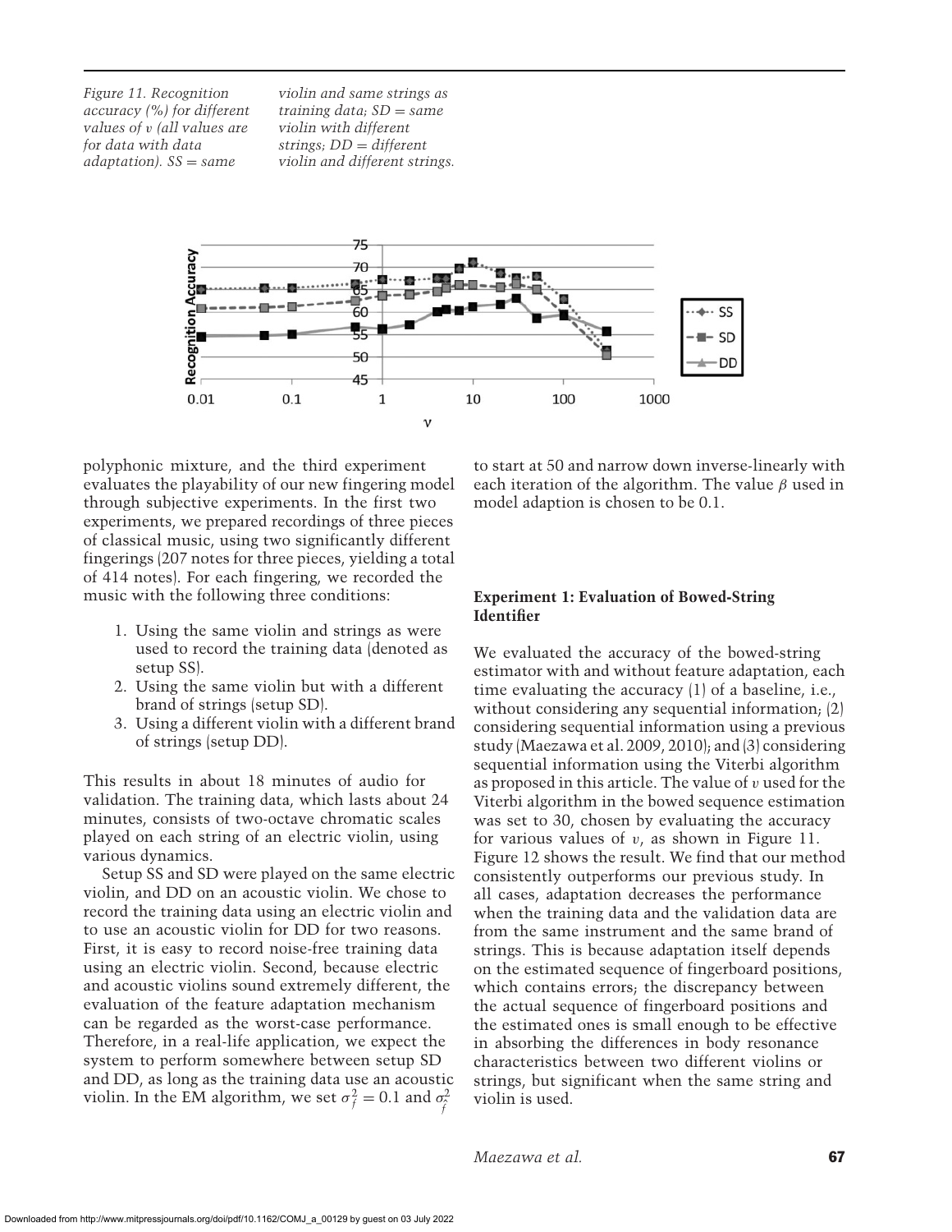*Figure 11. Recognition accuracy (%) for different values of v (all values are for data with data adaptation). SS = same violin and same strings as training data; SD = same violin with different strings; DD = different violin and different strings.*

polyphonic mixture, and the third experiment evaluates the playability of our new fingering model through subjective experiments. In the first two experiments, we prepared recordings of three pieces of classical music, using two significantly different fingerings (207 notes for three pieces, yielding a total of 414 notes). For each fingering, we recorded the music with the following three conditions:

1. Using the same violin and strings as were used to record the training data (denoted as setup SS).
2. Using the same violin but with a different brand of strings (setup SD).
3. Using a different violin with a different brand of strings (setup DD).

This results in about 18 minutes of audio for validation. The training data, which lasts about 24 minutes, consists of two-octave chromatic scales played on each string of an electric violin, using various dynamics.

Setup SS and SD were played on the same electric violin, and DD on an acoustic violin. We chose to record the training data using an electric violin and to use an acoustic violin for DD for two reasons. First, it is easy to record noise-free training data using an electric violin. Second, because electric and acoustic violins sound extremely different, the evaluation of the feature adaptation mechanism can be regarded as the worst-case performance. Therefore, in a real-life application, we expect the system to perform somewhere between setup SD and DD, as long as the training data use an acoustic violin. In the EM algorithm, we set $\sigma_f^2 = 0.1$ and $\sigma_{\hat{f}}^2$ to start at 50 and narrow down inverse-linearly with each iteration of the algorithm. The value $\beta$ used in model adaption is chosen to be 0.1.

## Experiment 1: Evaluation of Bowed-String Identifier

We evaluated the accuracy of the bowed-string estimator with and without feature adaptation, each time evaluating the accuracy (1) of a baseline, i.e., without considering any sequential information; (2) considering sequential information using a previous study (Maezawa et al. 2009, 2010); and (3) considering sequential information using the Viterbi algorithm as proposed in this article. The value of $v$ used for the Viterbi algorithm in the bowed sequence estimation was set to 30, chosen by evaluating the accuracy for various values of $v$, as shown in Figure 11. Figure 12 shows the result. We find that our method consistently outperforms our previous study. In all cases, adaptation decreases the performance when the training data and the validation data are from the same instrument and the same brand of strings. This is because adaptation itself depends on the estimated sequence of fingerboard positions, which contains errors; the discrepancy between the actual sequence of fingerboard positions and the estimated ones is small enough to be effective in absorbing the differences in body resonance characteristics between two different violins or strings, but significant when the same string and violin is used.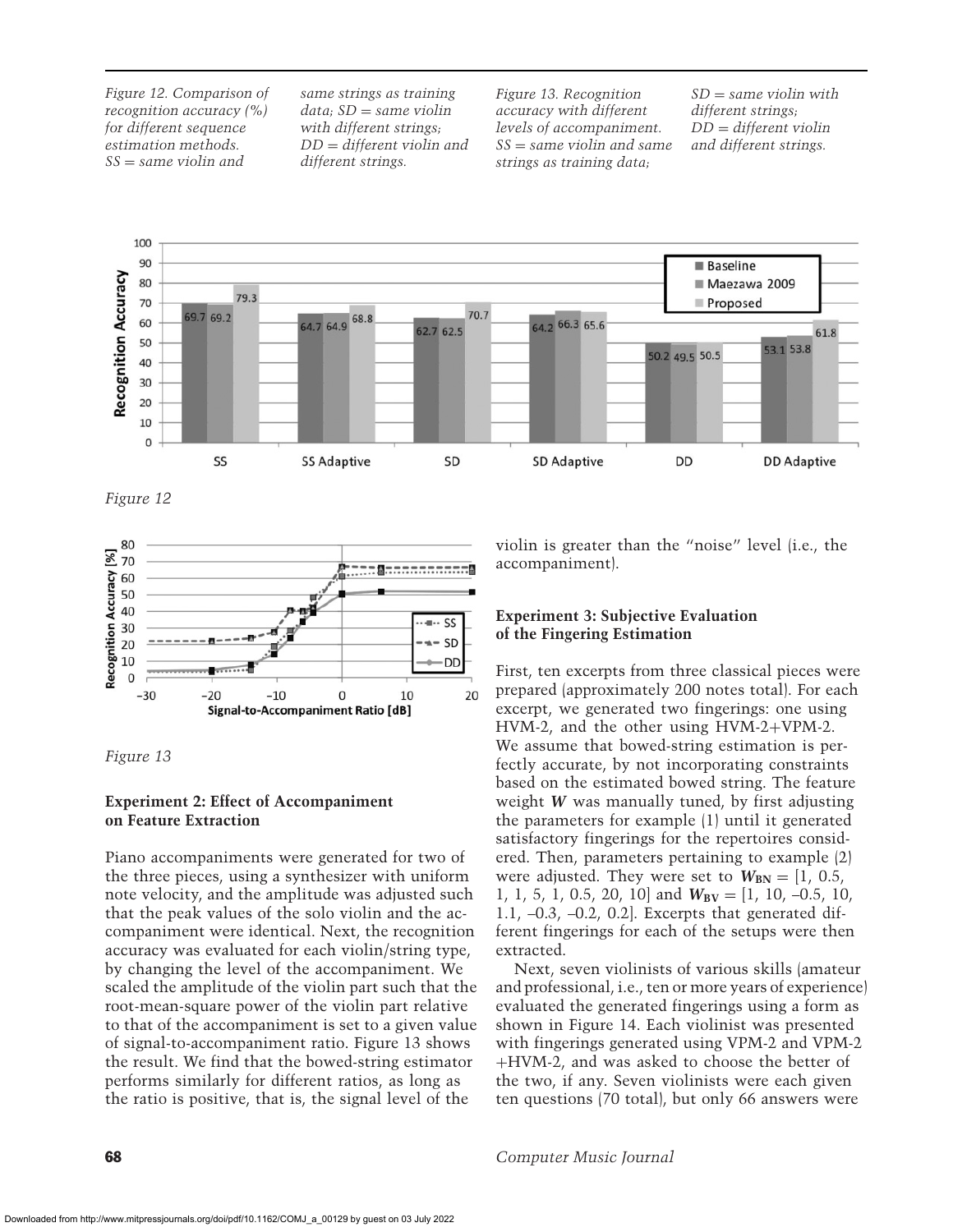*Figure 12. Comparison of recognition accuracy (%) for different sequence estimation methods. SS = same violin and same strings as training data; SD = same violin with different strings; DD = different violin and different strings.*

*Figure 13. Recognition accuracy with different levels of accompaniment. SS = same violin and same strings as training data; SD = same violin with different strings; DD = different violin and different strings.*

*Figure 12*

*Figure 13*

### Experiment 2: Effect of Accompaniment on Feature Extraction

Piano accompaniments were generated for two of the three pieces, using a synthesizer with uniform note velocity, and the amplitude was adjusted such that the peak values of the solo violin and the accompaniment were identical. Next, the recognition accuracy was evaluated for each violin/string type, by changing the level of the accompaniment. We scaled the amplitude of the violin part such that the root-mean-square power of the violin part relative to that of the accompaniment is set to a given value of signal-to-accompaniment ratio. Figure 13 shows the result. We find that the bowed-string estimator performs similarly for different ratios, as long as the ratio is positive, that is, the signal level of the violin is greater than the "noise" level (i.e., the accompaniment).

### Experiment 3: Subjective Evaluation of the Fingering Estimation

First, ten excerpts from three classical pieces were prepared (approximately 200 notes total). For each excerpt, we generated two fingerings: one using HVM-2, and the other using HVM-2+VPM-2. We assume that bowed-string estimation is perfectly accurate, by not incorporating constraints based on the estimated bowed string. The feature weight $\boldsymbol{W}$ was manually tuned, by first adjusting the parameters for example (1) until it generated satisfactory fingerings for the repertoires considered. Then, parameters pertaining to example (2) were adjusted. They were set to $\boldsymbol{W}_{\mathbf{BN}} = [1, 0.5, 1, 1, 5, 1, 0.5, 20, 10]$ and $\boldsymbol{W}_{\mathbf{BV}} = [1, 10, -0.5, 10, 1.1, -0.3, -0.2, 0.2]$. Excerpts that generated different fingerings for each of the setups were then extracted.

Next, seven violinists of various skills (amateur and professional, i.e., ten or more years of experience) evaluated the generated fingerings using a form as shown in Figure 14. Each violinist was presented with fingerings generated using VPM-2 and VPM-2+HVM-2, and was asked to choose the better of the two, if any. Seven violinists were each given ten questions (70 total), but only 66 answers were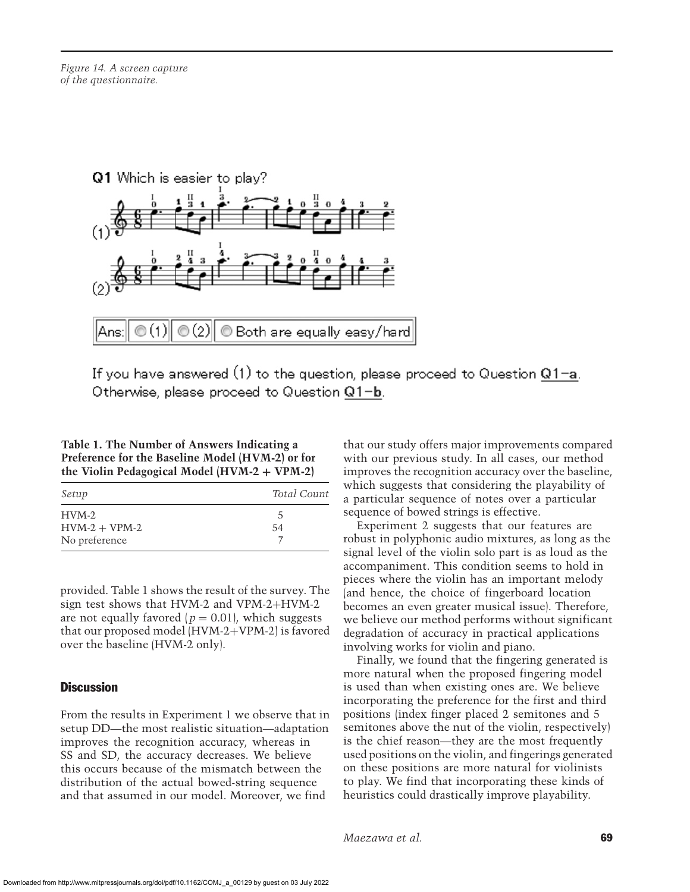Figure 14. A screen capture of the questionnaire.

Q1 Which is easier to play?

Ans: (1) (2) Both are equally easy/hard

If you have answered (1) to the question, please proceed to Question Q1-a. Otherwise, please proceed to Question Q1-b.

**Table 1. The Number of Answers Indicating a Preference for the Baseline Model (HVM-2) or for the Violin Pedagogical Model (HVM-2 + VPM-2)**

| *Setup* | *Total Count* |
|---|---|
| HVM-2 | 5 |
| HVM-2 + VPM-2 | 54 |
| No preference | 7 |

provided. Table 1 shows the result of the survey. The sign test shows that HVM-2 and VPM-2+HVM-2 are not equally favored ($p = 0.01$), which suggests that our proposed model (HVM-2+VPM-2) is favored over the baseline (HVM-2 only).

## Discussion

From the results in Experiment 1 we observe that in setup DD—the most realistic situation—adaptation improves the recognition accuracy, whereas in SS and SD, the accuracy decreases. We believe this occurs because of the mismatch between the distribution of the actual bowed-string sequence and that assumed in our model. Moreover, we find that our study offers major improvements compared with our previous study. In all cases, our method improves the recognition accuracy over the baseline, which suggests that considering the playability of a particular sequence of notes over a particular sequence of bowed strings is effective.

Experiment 2 suggests that our features are robust in polyphonic audio mixtures, as long as the signal level of the violin solo part is as loud as the accompaniment. This condition seems to hold in pieces where the violin has an important melody (and hence, the choice of fingerboard location becomes an even greater musical issue). Therefore, we believe our method performs without significant degradation of accuracy in practical applications involving works for violin and piano.

Finally, we found that the fingering generated is more natural when the proposed fingering model is used than when existing ones are. We believe incorporating the preference for the first and third positions (index finger placed 2 semitones and 5 semitones above the nut of the violin, respectively) is the chief reason—they are the most frequently used positions on the violin, and fingerings generated on these positions are more natural for violinists to play. We find that incorporating these kinds of heuristics could drastically improve playability.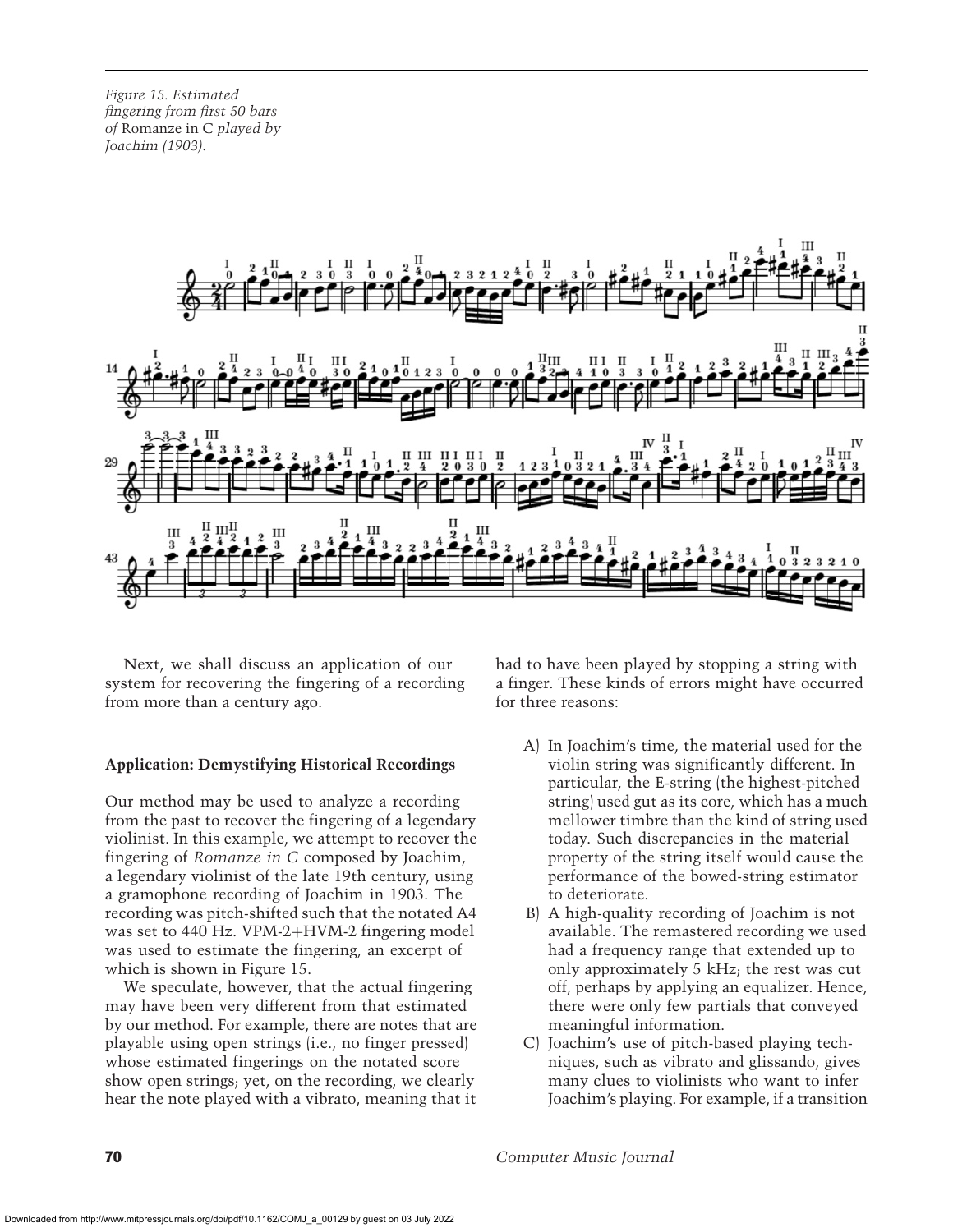*Figure 15. Estimated fingering from first 50 bars of* Romanze in C *played by Joachim (1903).*

Next, we shall discuss an application of our system for recovering the fingering of a recording from more than a century ago.

**Application: Demystifying Historical Recordings**

Our method may be used to analyze a recording from the past to recover the fingering of a legendary violinist. In this example, we attempt to recover the fingering of *Romanze in C* composed by Joachim, a legendary violinist of the late 19th century, using a gramophone recording of Joachim in 1903. The recording was pitch-shifted such that the notated A4 was set to 440 Hz. VPM-2+HVM-2 fingering model was used to estimate the fingering, an excerpt of which is shown in Figure 15.

We speculate, however, that the actual fingering may have been very different from that estimated by our method. For example, there are notes that are playable using open strings (i.e., no finger pressed) whose estimated fingerings on the notated score show open strings; yet, on the recording, we clearly hear the note played with a vibrato, meaning that it had to have been played by stopping a string with a finger. These kinds of errors might have occurred for three reasons:

A) In Joachim's time, the material used for the violin string was significantly different. In particular, the E-string (the highest-pitched string) used gut as its core, which has a much mellower timbre than the kind of string used today. Such discrepancies in the material property of the string itself would cause the performance of the bowed-string estimator to deteriorate.

B) A high-quality recording of Joachim is not available. The remastered recording we used had a frequency range that extended up to only approximately 5 kHz; the rest was cut off, perhaps by applying an equalizer. Hence, there were only few partials that conveyed meaningful information.

C) Joachim's use of pitch-based playing techniques, such as vibrato and glissando, gives many clues to violinists who want to infer Joachim's playing. For example, if a transition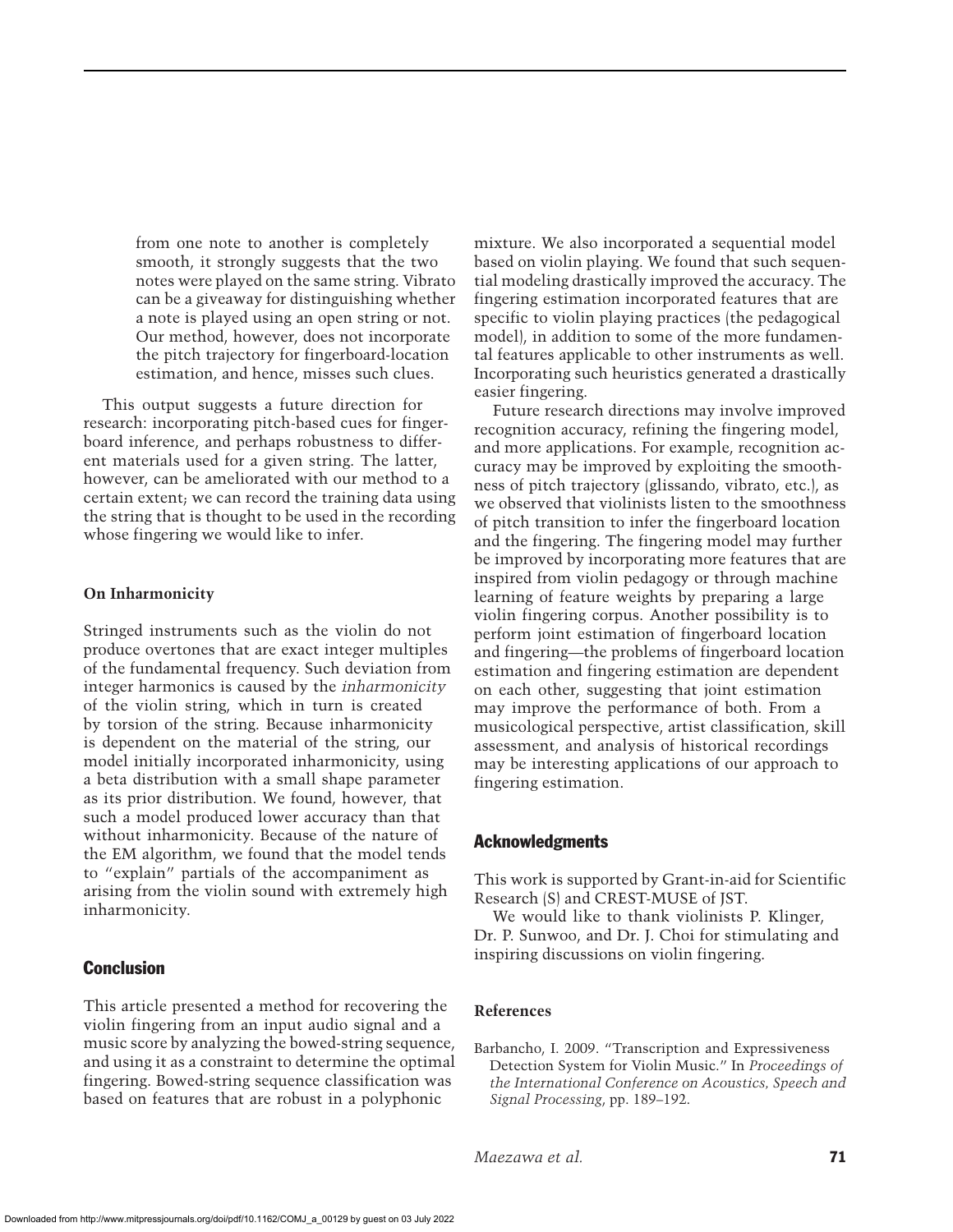from one note to another is completely smooth, it strongly suggests that the two notes were played on the same string. Vibrato can be a giveaway for distinguishing whether a note is played using an open string or not. Our method, however, does not incorporate the pitch trajectory for fingerboard-location estimation, and hence, misses such clues.

This output suggests a future direction for research: incorporating pitch-based cues for fingerboard inference, and perhaps robustness to different materials used for a given string. The latter, however, can be ameliorated with our method to a certain extent; we can record the training data using the string that is thought to be used in the recording whose fingering we would like to infer.

### On Inharmonicity

Stringed instruments such as the violin do not produce overtones that are exact integer multiples of the fundamental frequency. Such deviation from integer harmonics is caused by the *inharmonicity* of the violin string, which in turn is created by torsion of the string. Because inharmonicity is dependent on the material of the string, our model initially incorporated inharmonicity, using a beta distribution with a small shape parameter as its prior distribution. We found, however, that such a model produced lower accuracy than that without inharmonicity. Because of the nature of the EM algorithm, we found that the model tends to "explain" partials of the accompaniment as arising from the violin sound with extremely high inharmonicity.

## Conclusion

This article presented a method for recovering the violin fingering from an input audio signal and a music score by analyzing the bowed-string sequence, and using it as a constraint to determine the optimal fingering. Bowed-string sequence classification was based on features that are robust in a polyphonic mixture. We also incorporated a sequential model based on violin playing. We found that such sequential modeling drastically improved the accuracy. The fingering estimation incorporated features that are specific to violin playing practices (the pedagogical model), in addition to some of the more fundamental features applicable to other instruments as well. Incorporating such heuristics generated a drastically easier fingering.

Future research directions may involve improved recognition accuracy, refining the fingering model, and more applications. For example, recognition accuracy may be improved by exploiting the smoothness of pitch trajectory (glissando, vibrato, etc.), as we observed that violinists listen to the smoothness of pitch transition to infer the fingerboard location and the fingering. The fingering model may further be improved by incorporating more features that are inspired from violin pedagogy or through machine learning of feature weights by preparing a large violin fingering corpus. Another possibility is to perform joint estimation of fingerboard location and fingering—the problems of fingerboard location estimation and fingering estimation are dependent on each other, suggesting that joint estimation may improve the performance of both. From a musicological perspective, artist classification, skill assessment, and analysis of historical recordings may be interesting applications of our approach to fingering estimation.

## Acknowledgments

This work is supported by Grant-in-aid for Scientific Research (S) and CREST-MUSE of JST.

We would like to thank violinists P. Klinger, Dr. P. Sunwoo, and Dr. J. Choi for stimulating and inspiring discussions on violin fingering.

### References

Barbancho, I. 2009. "Transcription and Expressiveness Detection System for Violin Music." In *Proceedings of the International Conference on Acoustics, Speech and Signal Processing*, pp. 189–192.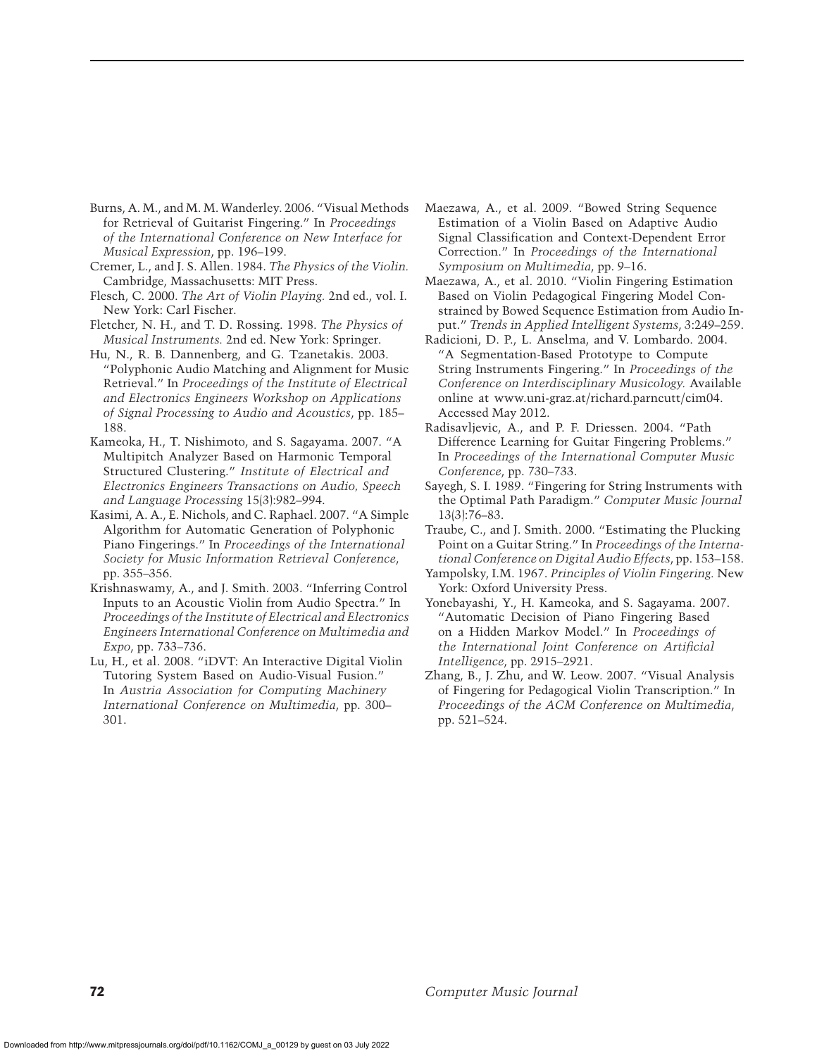Burns, A. M., and M. M. Wanderley. 2006. "Visual Methods for Retrieval of Guitarist Fingering." In *Proceedings of the International Conference on New Interface for Musical Expression*, pp. 196–199.

Cremer, L., and J. S. Allen. 1984. *The Physics of the Violin.* Cambridge, Massachusetts: MIT Press.

Flesch, C. 2000. *The Art of Violin Playing.* 2nd ed., vol. I. New York: Carl Fischer.

Fletcher, N. H., and T. D. Rossing. 1998. *The Physics of Musical Instruments.* 2nd ed. New York: Springer.

Hu, N., R. B. Dannenberg, and G. Tzanetakis. 2003. "Polyphonic Audio Matching and Alignment for Music Retrieval." In *Proceedings of the Institute of Electrical and Electronics Engineers Workshop on Applications of Signal Processing to Audio and Acoustics*, pp. 185–188.

Kameoka, H., T. Nishimoto, and S. Sagayama. 2007. "A Multipitch Analyzer Based on Harmonic Temporal Structured Clustering." *Institute of Electrical and Electronics Engineers Transactions on Audio, Speech and Language Processing* 15(3):982–994.

Kasimi, A. A., E. Nichols, and C. Raphael. 2007. "A Simple Algorithm for Automatic Generation of Polyphonic Piano Fingerings." In *Proceedings of the International Society for Music Information Retrieval Conference*, pp. 355–356.

Krishnaswamy, A., and J. Smith. 2003. "Inferring Control Inputs to an Acoustic Violin from Audio Spectra." In *Proceedings of the Institute of Electrical and Electronics Engineers International Conference on Multimedia and Expo*, pp. 733–736.

Lu, H., et al. 2008. "iDVT: An Interactive Digital Violin Tutoring System Based on Audio-Visual Fusion." In *Austria Association for Computing Machinery International Conference on Multimedia*, pp. 300–301.

Maezawa, A., et al. 2009. "Bowed String Sequence Estimation of a Violin Based on Adaptive Audio Signal Classification and Context-Dependent Error Correction." In *Proceedings of the International Symposium on Multimedia*, pp. 9–16.

Maezawa, A., et al. 2010. "Violin Fingering Estimation Based on Violin Pedagogical Fingering Model Constrained by Bowed Sequence Estimation from Audio Input." *Trends in Applied Intelligent Systems*, 3:249–259.

Radicioni, D. P., L. Anselma, and V. Lombardo. 2004. "A Segmentation-Based Prototype to Compute String Instruments Fingering." In *Proceedings of the Conference on Interdisciplinary Musicology.* Available online at www.uni-graz.at/richard.parncutt/cim04. Accessed May 2012.

Radisavljevic, A., and P. F. Driessen. 2004. "Path Difference Learning for Guitar Fingering Problems." In *Proceedings of the International Computer Music Conference*, pp. 730–733.

Sayegh, S. I. 1989. "Fingering for String Instruments with the Optimal Path Paradigm." *Computer Music Journal* 13(3):76–83.

Traube, C., and J. Smith. 2000. "Estimating the Plucking Point on a Guitar String." In *Proceedings of the International Conference on Digital Audio Effects*, pp. 153–158.

Yampolsky, I.M. 1967. *Principles of Violin Fingering.* New York: Oxford University Press.

Yonebayashi, Y., H. Kameoka, and S. Sagayama. 2007. "Automatic Decision of Piano Fingering Based on a Hidden Markov Model." In *Proceedings of the International Joint Conference on Artificial Intelligence*, pp. 2915–2921.

Zhang, B., J. Zhu, and W. Leow. 2007. "Visual Analysis of Fingering for Pedagogical Violin Transcription." In *Proceedings of the ACM Conference on Multimedia*, pp. 521–524.